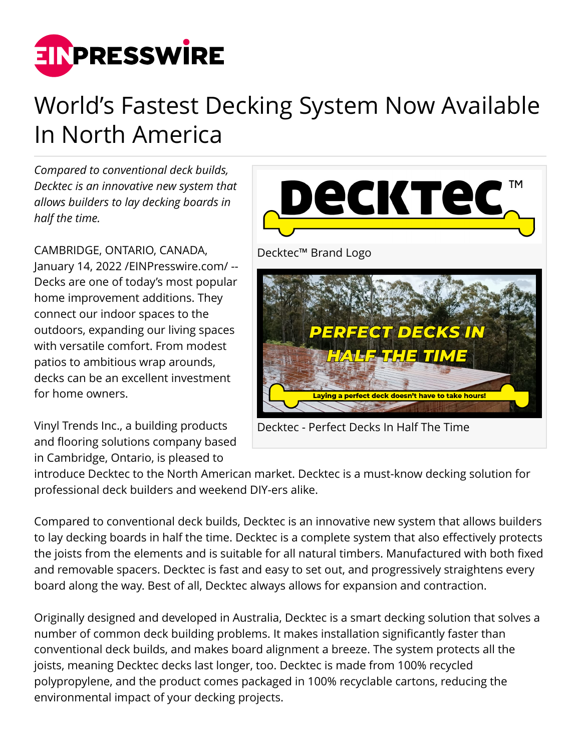# World's Fastest Decking System Now Available In North America

*Compared to conventional deck builds, Decktec is an innovative new system that allows builders to lay decking boards in half the time.*

Decktec™ Brand Logo

Decktec - Perfect Decks In Half The Time

CAMBRIDGE, ONTARIO, CANADA, January 14, 2022 /EINPresswire.com/ -- Decks are one of today's most popular home improvement additions. They connect our indoor spaces to the outdoors, expanding our living spaces with versatile comfort. From modest patios to ambitious wrap arounds, decks can be an excellent investment for home owners.

Vinyl Trends Inc., a building products and flooring solutions company based in Cambridge, Ontario, is pleased to introduce Decktec to the North American market. Decktec is a must-know decking solution for professional deck builders and weekend DIY-ers alike.

Compared to conventional deck builds, Decktec is an innovative new system that allows builders to lay decking boards in half the time. Decktec is a complete system that also effectively protects the joists from the elements and is suitable for all natural timbers. Manufactured with both fixed and removable spacers. Decktec is fast and easy to set out, and progressively straightens every board along the way. Best of all, Decktec always allows for expansion and contraction.

Originally designed and developed in Australia, Decktec is a smart decking solution that solves a number of common deck building problems. It makes installation significantly faster than conventional deck builds, and makes board alignment a breeze. The system protects all the joists, meaning Decktec decks last longer, too. Decktec is made from 100% recycled polypropylene, and the product comes packaged in 100% recyclable cartons, reducing the environmental impact of your decking projects.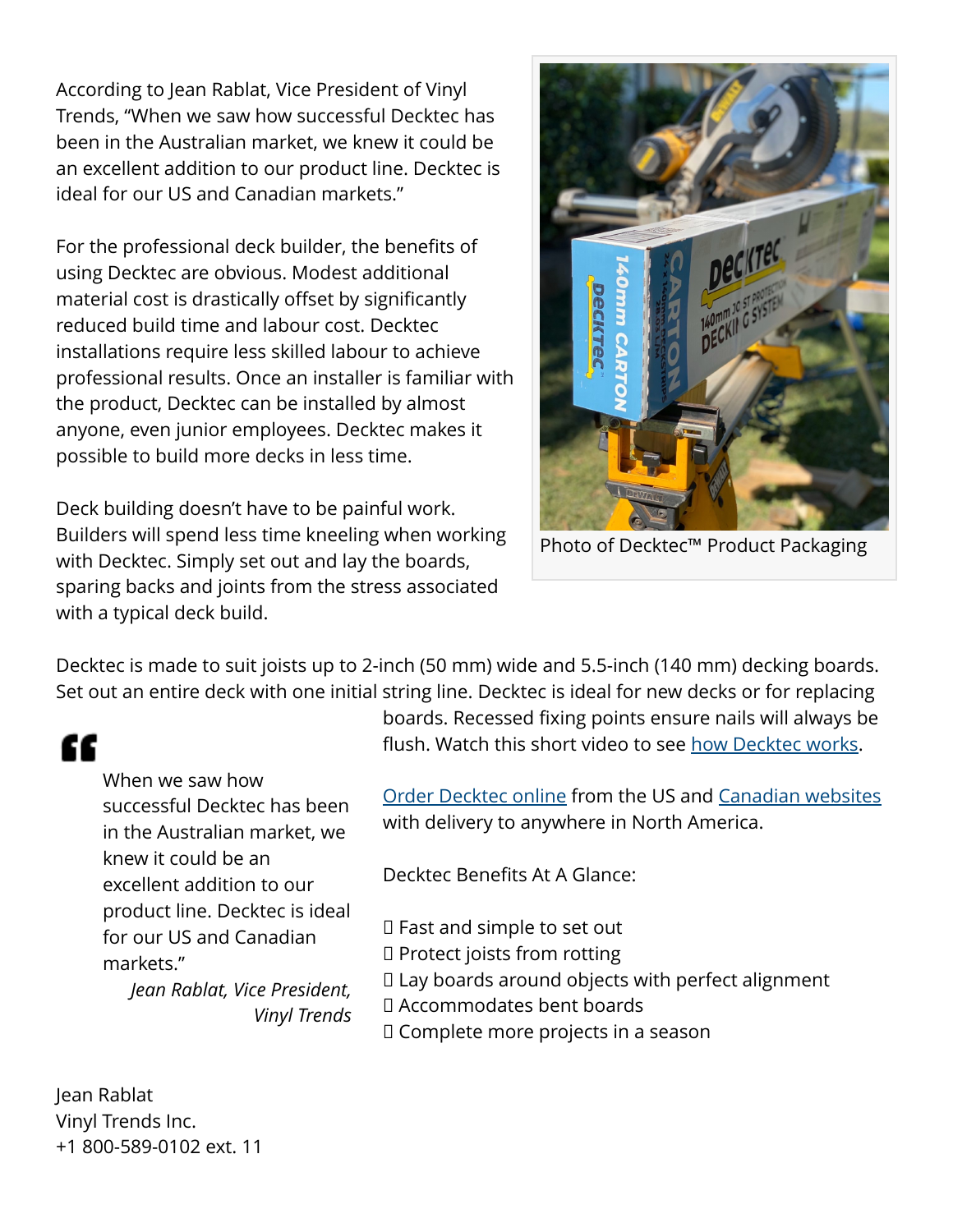According to Jean Rablat, Vice President of Vinyl Trends, "When we saw how successful Decktec has been in the Australian market, we knew it could be an excellent addition to our product line. Decktec is ideal for our US and Canadian markets."

For the professional deck builder, the benefits of using Decktec are obvious. Modest additional material cost is drastically offset by significantly reduced build time and labour cost. Decktec installations require less skilled labour to achieve professional results. Once an installer is familiar with the product, Decktec can be installed by almost anyone, even junior employees. Decktec makes it possible to build more decks in less time.

Deck building doesn't have to be painful work. Builders will spend less time kneeling when working with Decktec. Simply set out and lay the boards, sparing backs and joints from the stress associated with a typical deck build.

Photo of Decktec™ Product Packaging

Decktec is made to suit joists up to 2-inch (50 mm) wide and 5.5-inch (140 mm) decking boards. Set out an entire deck with one initial string line. Decktec is ideal for new decks or for replacing boards. Recessed fixing points ensure nails will always be flush. Watch this short video to see how Decktec works.

> When we saw how successful Decktec has been in the Australian market, we knew it could be an excellent addition to our product line. Decktec is ideal for our US and Canadian markets."
>
> *Jean Rablat, Vice President, Vinyl Trends*

Order Decktec online from the US and Canadian websites with delivery to anywhere in North America.

Decktec Benefits At A Glance:

- Fast and simple to set out
- Protect joists from rotting
- Lay boards around objects with perfect alignment
- Accommodates bent boards
- Complete more projects in a season

Jean Rablat
Vinyl Trends Inc.
+1 800-589-0102 ext. 11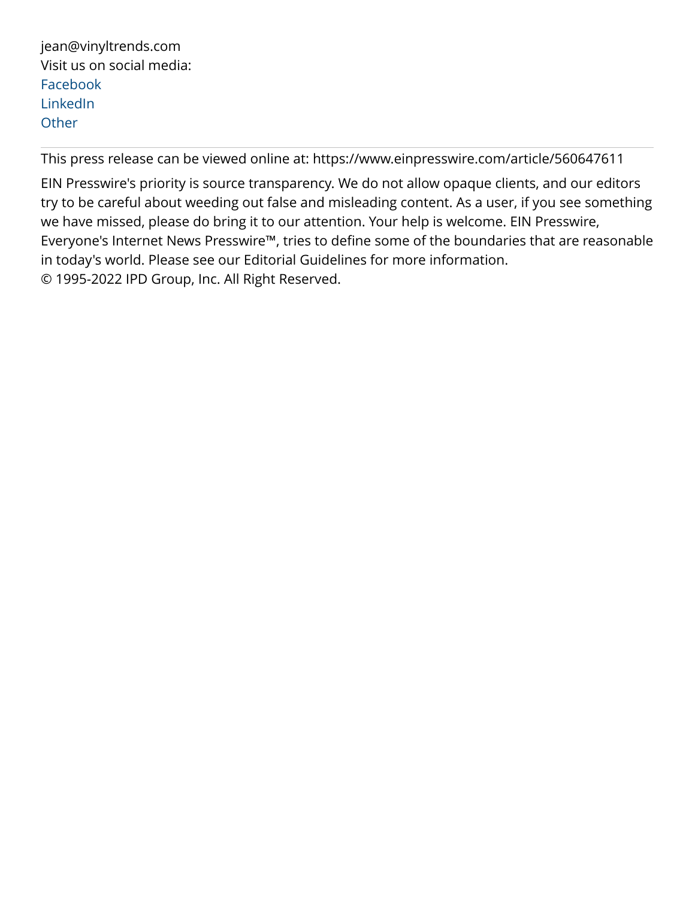jean@vinyltrends.com
Visit us on social media:
Facebook
LinkedIn
Other

---

This press release can be viewed online at: https://www.einpresswire.com/article/560647611

EIN Presswire's priority is source transparency. We do not allow opaque clients, and our editors try to be careful about weeding out false and misleading content. As a user, if you see something we have missed, please do bring it to our attention. Your help is welcome. EIN Presswire, Everyone's Internet News Presswire™, tries to define some of the boundaries that are reasonable in today's world. Please see our Editorial Guidelines for more information.
© 1995-2022 IPD Group, Inc. All Right Reserved.